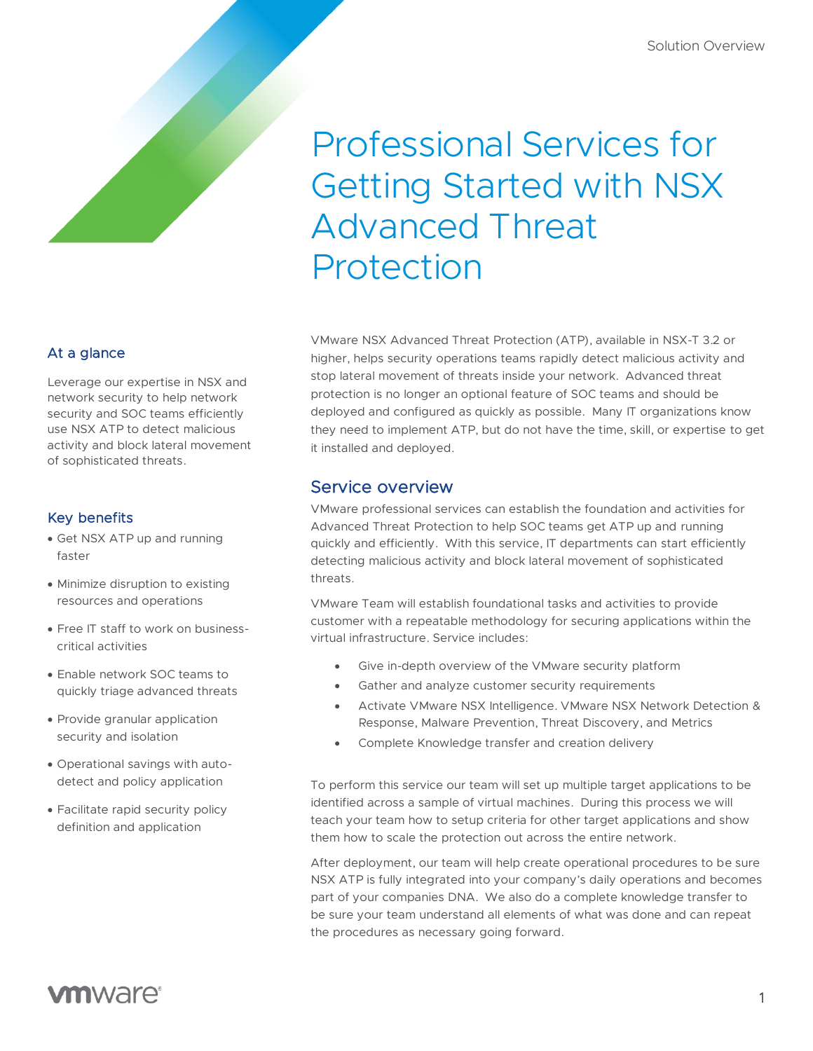# Professional Services for Getting Started with NSX Advanced Threat Protection

## At a glance

Leverage our expertise in NSX and network security to help network security and SOC teams efficiently use NSX ATP to detect malicious activity and block lateral movement of sophisticated threats.

## Key benefits

- Get NSX ATP up and running faster
- Minimize disruption to existing resources and operations
- Free IT staff to work on business-critical activities
- Enable network SOC teams to quickly triage advanced threats
- Provide granular application security and isolation
- Operational savings with auto-detect and policy application
- Facilitate rapid security policy definition and application

VMware NSX Advanced Threat Protection (ATP), available in NSX-T 3.2 or higher, helps security operations teams rapidly detect malicious activity and stop lateral movement of threats inside your network. Advanced threat protection is no longer an optional feature of SOC teams and should be deployed and configured as quickly as possible. Many IT organizations know they need to implement ATP, but do not have the time, skill, or expertise to get it installed and deployed.

## Service overview

VMware professional services can establish the foundation and activities for Advanced Threat Protection to help SOC teams get ATP up and running quickly and efficiently. With this service, IT departments can start efficiently detecting malicious activity and block lateral movement of sophisticated threats.

VMware Team will establish foundational tasks and activities to provide customer with a repeatable methodology for securing applications within the virtual infrastructure. Service includes:

- Give in-depth overview of the VMware security platform
- Gather and analyze customer security requirements
- Activate VMware NSX Intelligence. VMware NSX Network Detection & Response, Malware Prevention, Threat Discovery, and Metrics
- Complete Knowledge transfer and creation delivery

To perform this service our team will set up multiple target applications to be identified across a sample of virtual machines. During this process we will teach your team how to setup criteria for other target applications and show them how to scale the protection out across the entire network.

After deployment, our team will help create operational procedures to be sure NSX ATP is fully integrated into your company's daily operations and becomes part of your companies DNA. We also do a complete knowledge transfer to be sure your team understand all elements of what was done and can repeat the procedures as necessary going forward.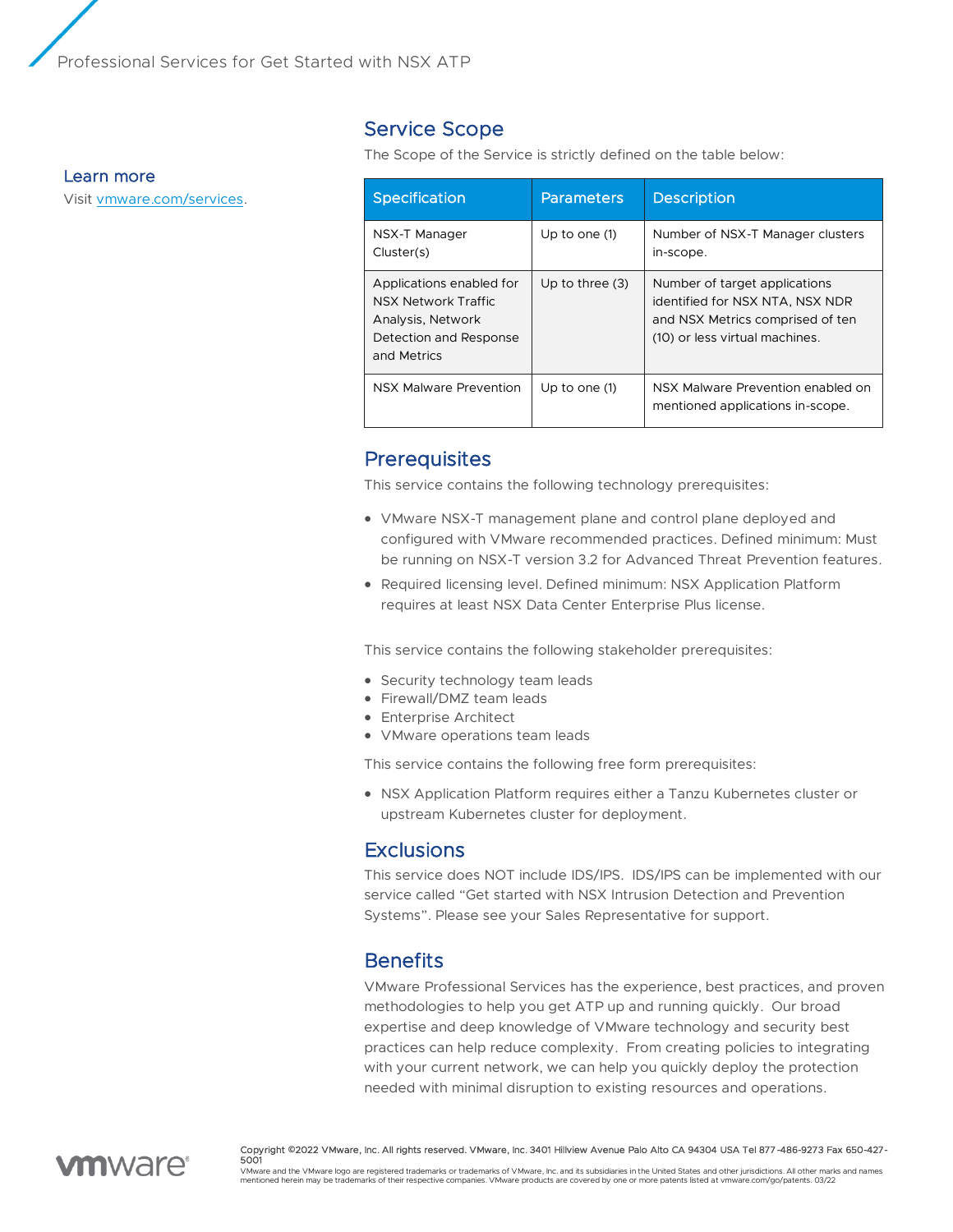## Learn more

Visit vmware.com/services.

## Service Scope

The Scope of the Service is strictly defined on the table below:

| Specification | Parameters | Description |
|---|---|---|
| NSX-T Manager Cluster(s) | Up to one (1) | Number of NSX-T Manager clusters in-scope. |
| Applications enabled for NSX Network Traffic Analysis, Network Detection and Response and Metrics | Up to three (3) | Number of target applications identified for NSX NTA, NSX NDR and NSX Metrics comprised of ten (10) or less virtual machines. |
| NSX Malware Prevention | Up to one (1) | NSX Malware Prevention enabled on mentioned applications in-scope. |

## Prerequisites

This service contains the following technology prerequisites:

- VMware NSX-T management plane and control plane deployed and configured with VMware recommended practices. Defined minimum: Must be running on NSX-T version 3.2 for Advanced Threat Prevention features.
- Required licensing level. Defined minimum: NSX Application Platform requires at least NSX Data Center Enterprise Plus license.

This service contains the following stakeholder prerequisites:

- Security technology team leads
- Firewall/DMZ team leads
- Enterprise Architect
- VMware operations team leads

This service contains the following free form prerequisites:

- NSX Application Platform requires either a Tanzu Kubernetes cluster or upstream Kubernetes cluster for deployment.

## Exclusions

This service does NOT include IDS/IPS. IDS/IPS can be implemented with our service called "Get started with NSX Intrusion Detection and Prevention Systems". Please see your Sales Representative for support.

## Benefits

VMware Professional Services has the experience, best practices, and proven methodologies to help you get ATP up and running quickly. Our broad expertise and deep knowledge of VMware technology and security best practices can help reduce complexity. From creating policies to integrating with your current network, we can help you quickly deploy the protection needed with minimal disruption to existing resources and operations.

Copyright ©2022 VMware, Inc. All rights reserved. VMware, Inc. 3401 Hillview Avenue Palo Alto CA 94304 USA Tel 877-486-9273 Fax 650-427-5001
VMware and the VMware logo are registered trademarks or trademarks of VMware, Inc. and its subsidiaries in the United States and other jurisdictions. All other marks and names mentioned herein may be trademarks of their respective companies. VMware products are covered by one or more patents listed at vmware.com/go/patents. 03/22